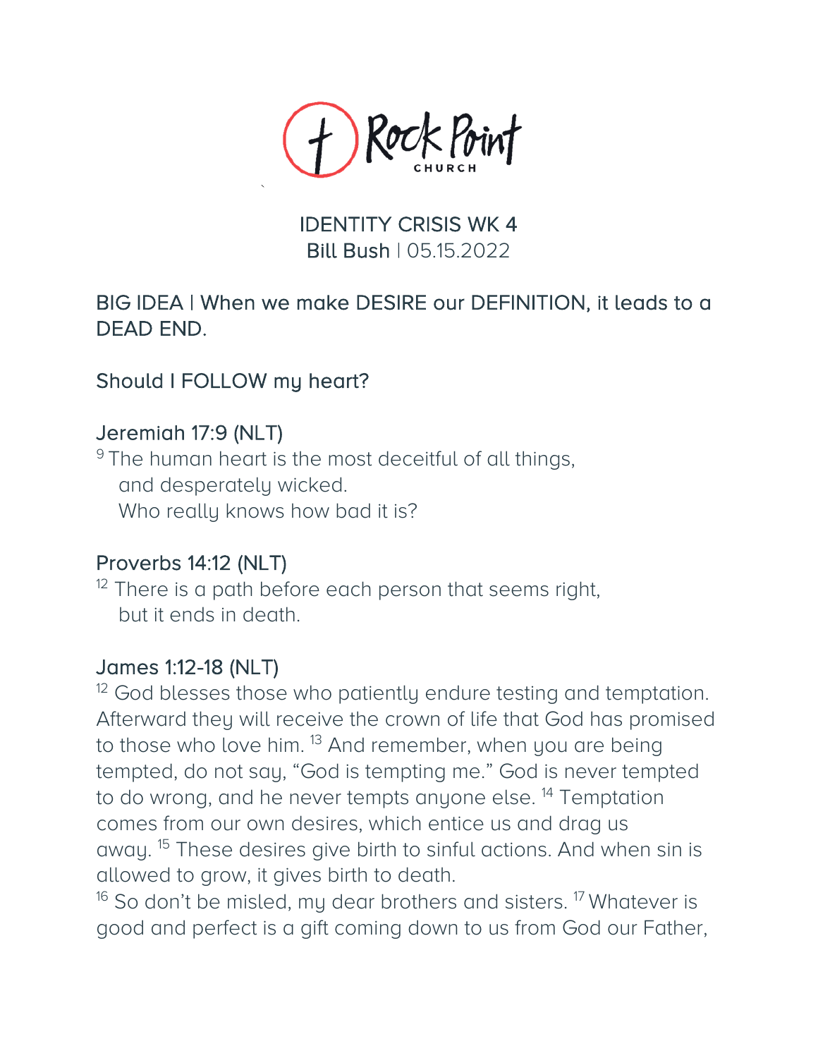Rock Point CHURCH

# IDENTITY CRISIS WK 4

Bill Bush | 05.15.2022

BIG IDEA | When we make DESIRE our DEFINITION, it leads to a DEAD END.

Should I FOLLOW my heart?

### Jeremiah 17:9 (NLT)

9 The human heart is the most deceitful of all things,
and desperately wicked.
Who really knows how bad it is?

### Proverbs 14:12 (NLT)

12 There is a path before each person that seems right,
but it ends in death.

### James 1:12-18 (NLT)

12 God blesses those who patiently endure testing and temptation. Afterward they will receive the crown of life that God has promised to those who love him. 13 And remember, when you are being tempted, do not say, "God is tempting me." God is never tempted to do wrong, and he never tempts anyone else. 14 Temptation comes from our own desires, which entice us and drag us away. 15 These desires give birth to sinful actions. And when sin is allowed to grow, it gives birth to death.

16 So don't be misled, my dear brothers and sisters. 17 Whatever is good and perfect is a gift coming down to us from God our Father,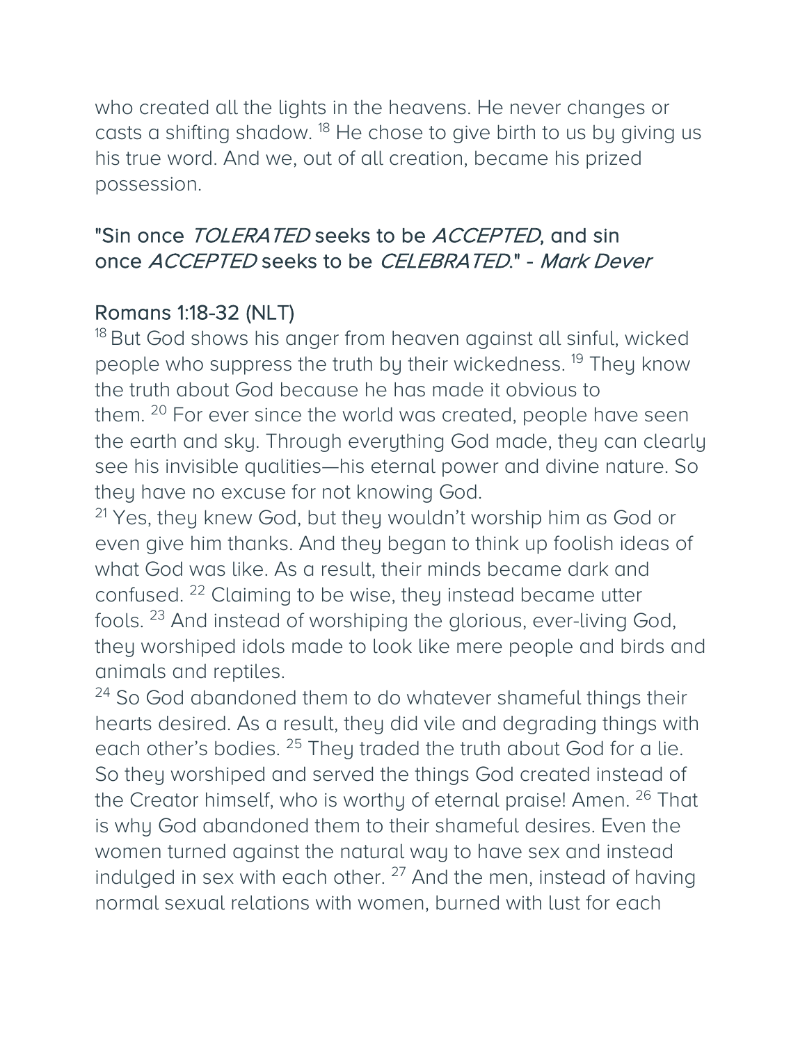who created all the lights in the heavens. He never changes or casts a shifting shadow. [18] He chose to give birth to us by giving us his true word. And we, out of all creation, became his prized possession.

### "Sin once *TOLERATED* seeks to be *ACCEPTED*, and sin once *ACCEPTED* seeks to be *CELEBRATED*." - *Mark Dever*

### Romans 1:18-32 (NLT)

[18] But God shows his anger from heaven against all sinful, wicked people who suppress the truth by their wickedness. [19] They know the truth about God because he has made it obvious to them. [20] For ever since the world was created, people have seen the earth and sky. Through everything God made, they can clearly see his invisible qualities—his eternal power and divine nature. So they have no excuse for not knowing God.

[21] Yes, they knew God, but they wouldn't worship him as God or even give him thanks. And they began to think up foolish ideas of what God was like. As a result, their minds became dark and confused. [22] Claiming to be wise, they instead became utter fools. [23] And instead of worshiping the glorious, ever-living God, they worshiped idols made to look like mere people and birds and animals and reptiles.

[24] So God abandoned them to do whatever shameful things their hearts desired. As a result, they did vile and degrading things with each other's bodies. [25] They traded the truth about God for a lie. So they worshiped and served the things God created instead of the Creator himself, who is worthy of eternal praise! Amen. [26] That is why God abandoned them to their shameful desires. Even the women turned against the natural way to have sex and instead indulged in sex with each other. [27] And the men, instead of having normal sexual relations with women, burned with lust for each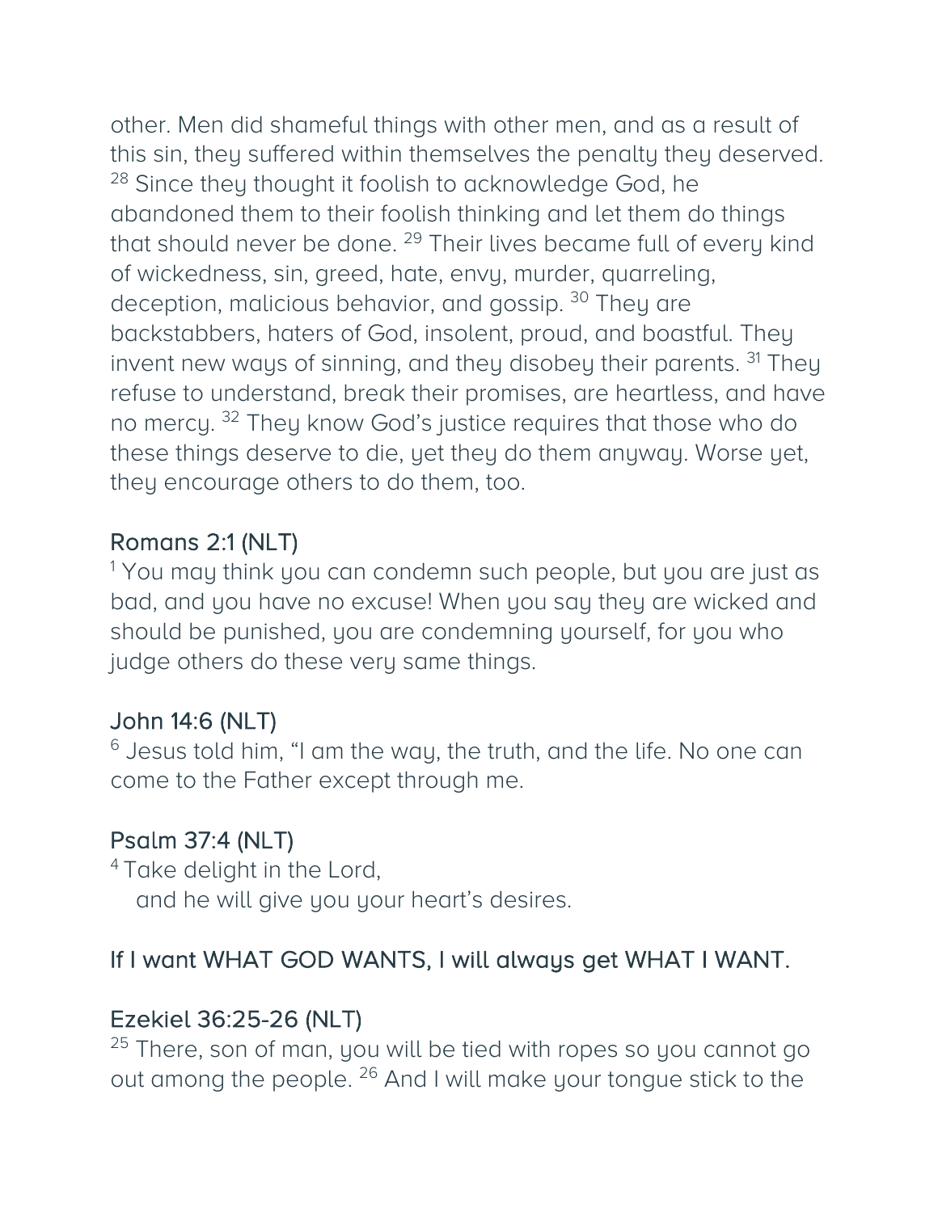other. Men did shameful things with other men, and as a result of this sin, they suffered within themselves the penalty they deserved. [28] Since they thought it foolish to acknowledge God, he abandoned them to their foolish thinking and let them do things that should never be done. [29] Their lives became full of every kind of wickedness, sin, greed, hate, envy, murder, quarreling, deception, malicious behavior, and gossip. [30] They are backstabbers, haters of God, insolent, proud, and boastful. They invent new ways of sinning, and they disobey their parents. [31] They refuse to understand, break their promises, are heartless, and have no mercy. [32] They know God's justice requires that those who do these things deserve to die, yet they do them anyway. Worse yet, they encourage others to do them, too.

### Romans 2:1 (NLT)

[1] You may think you can condemn such people, but you are just as bad, and you have no excuse! When you say they are wicked and should be punished, you are condemning yourself, for you who judge others do these very same things.

### John 14:6 (NLT)

[6] Jesus told him, "I am the way, the truth, and the life. No one can come to the Father except through me.

### Psalm 37:4 (NLT)

[4] Take delight in the Lord,
and he will give you your heart's desires.

### If I want WHAT GOD WANTS, I will always get WHAT I WANT.

### Ezekiel 36:25-26 (NLT)

[25] There, son of man, you will be tied with ropes so you cannot go out among the people. [26] And I will make your tongue stick to the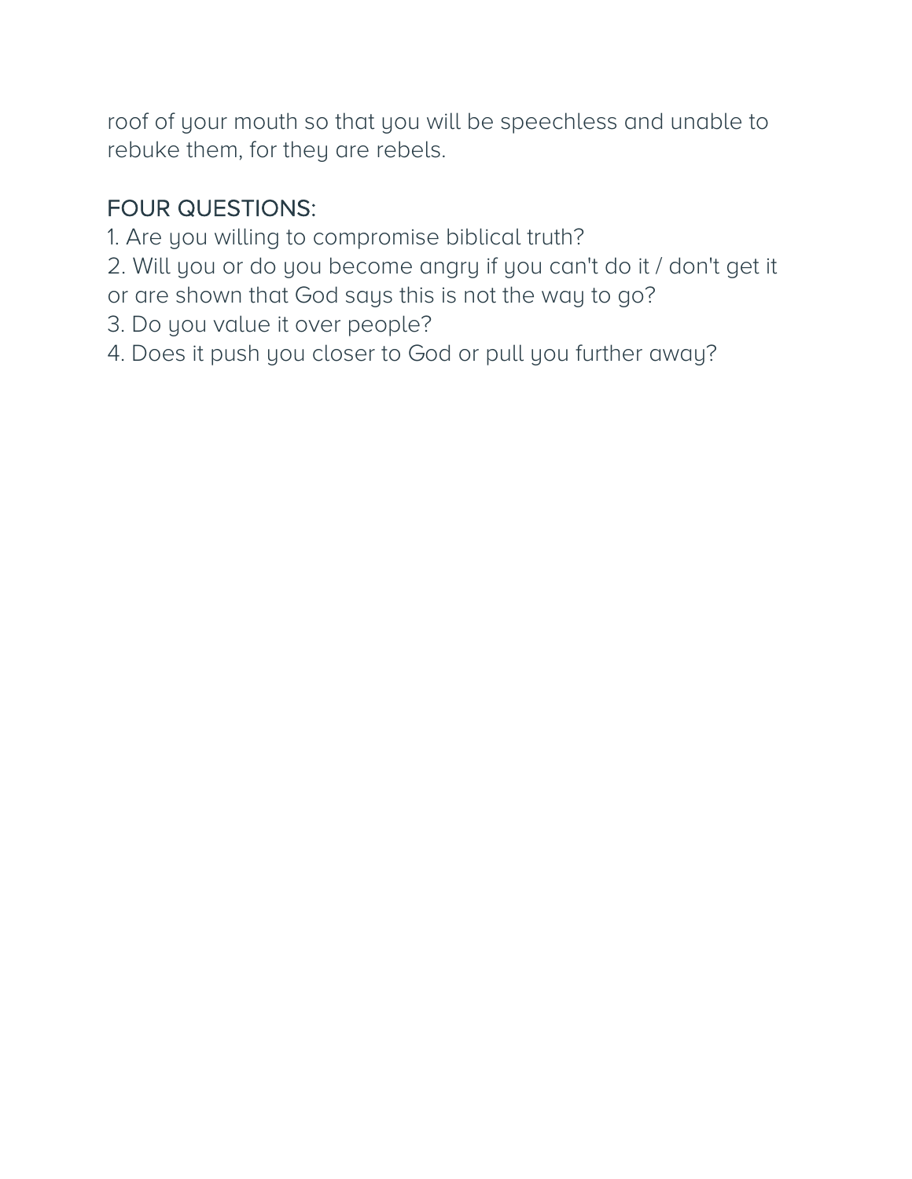roof of your mouth so that you will be speechless and unable to rebuke them, for they are rebels.

## FOUR QUESTIONS:

1. Are you willing to compromise biblical truth?
2. Will you or do you become angry if you can't do it / don't get it or are shown that God says this is not the way to go?
3. Do you value it over people?
4. Does it push you closer to God or pull you further away?